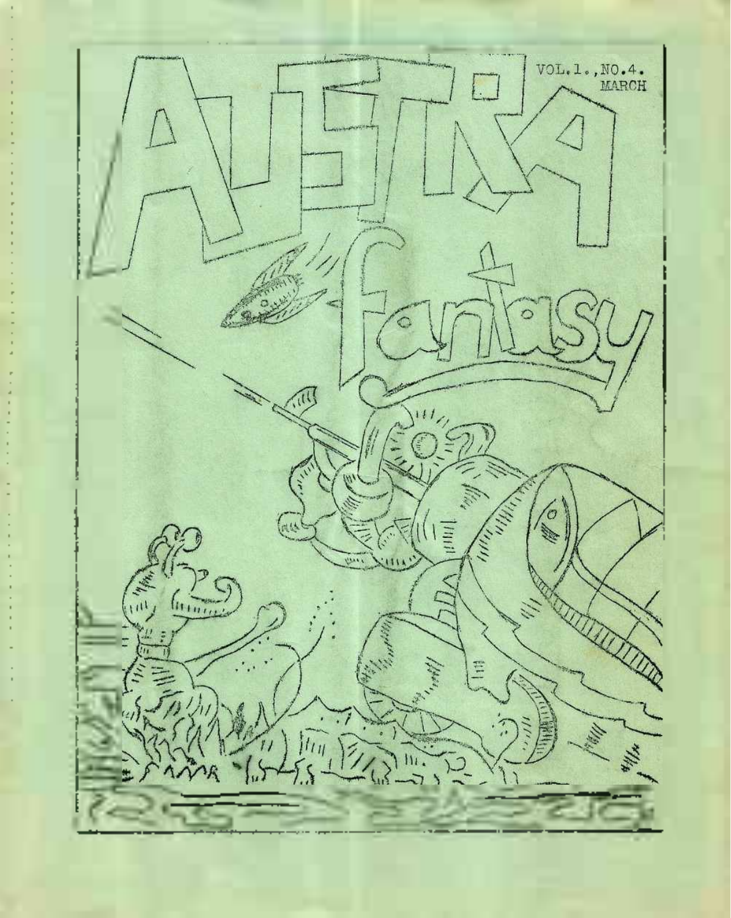VOL.1.,NO.4.
MARCH

# AUSTRA fantasy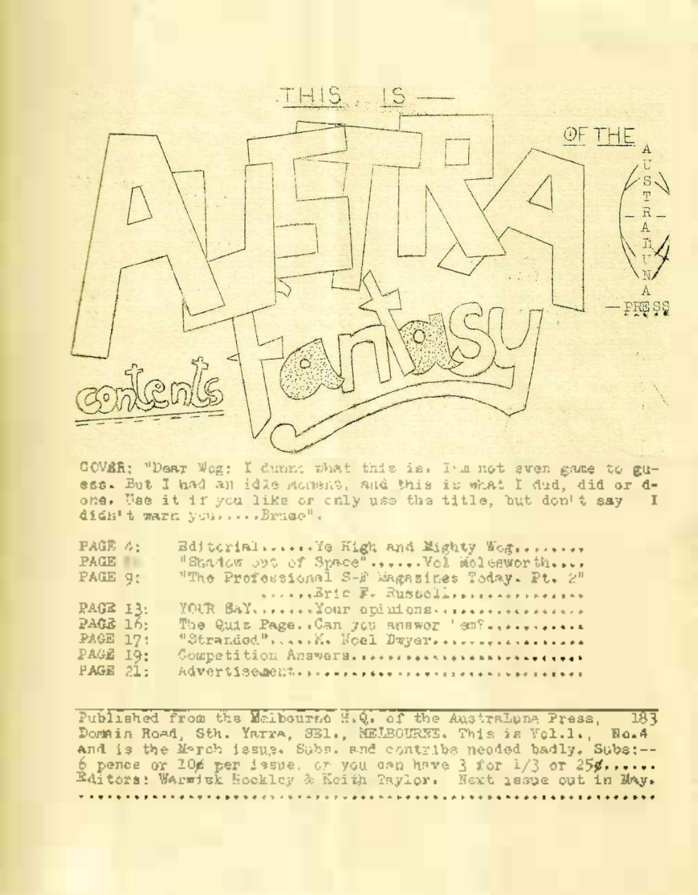THIS IS —

# AUSTRA FANTASY

OF THE AUSTRALUNA PRESS

contents

COVER: "Dear Wog: I dunno what this is. I'm not even game to guess. But I had an idle moment, and this is what I did, did or done. Use it if you like or only use the title, but don't say I didn't warn you.....Bruce".

PAGE 4: Editorial......Ye High and Mighty Wog........
PAGE : "Shadow out of Space"......Vol Molesworth....
PAGE 9: "The Professional S-F Magazines Today. Pt. 2" .....Eric F. Russell..................
PAGE 13: YOUR SAY.......Your opinions..................
PAGE 16: The Quiz Page..Can you answer 'em?...........
PAGE 17: "Stranded"......K. Noel Dwyer..................
PAGE 19: Competition Answers...........................
PAGE 21: Advertisement..................................

Published from the Melbourne H.Q. of the AustraLuna Press, 183 Domain Road, Sth. Yarra, SE1., MELBOURNE. This is Vol.1., No.4 and is the March issue. Subs. and contribs needed badly. Subs:-- 6 pence or 10¢ per issue, or you can have 3 for 1/3 or 25¢...... Editors: Warwick Hockley & Keith Taylor. Next issue out in May.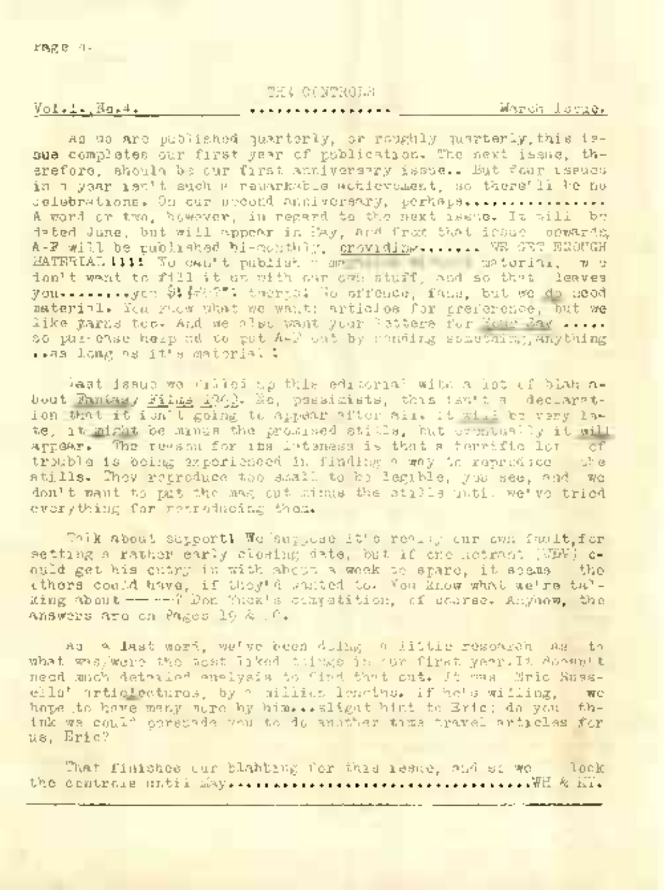## THE CONTROLS

Vol.1. No.4. ................ March 1952.

As we are published quarterly, or roughly quarterly, this issue completes our first year of publication. The next issue, therefore, should be our first anniversary issue.. But four issues in a year isn't such a remarkable achievement, so there'll be no celebrations. On our second anniversary, perhaps.................. A word or two, however, in regard to the next issue. It will be dated June, but will appear in May, and from that issue onwards, A-F will be published bi-monthly, providing........ WE GET ENOUGH MATERIAL!!!! We can't publish a mag without material, we don't want to fill it up with our own stuff, and so that leaves you.........you $!£&?"! there! No offence, fans, but we do need material. You know what we want: articles for preference, but we like yarns too. And we also want your letters for Your Say ..... so pur-lease help us to put A-F out by sending something, anything ...as long as it's material!

Last issue we filled up this editorial with a lot of blah about Fantasy Films 1952. No, pessimists, this isn't a declaration that it isn't going to appear after all. It will be very late, it might be minus the promised stills, but eventually it will appear. The reason for its lateness is that a terrific lot of trouble is being experienced in finding a way to reproduce the stills. They reproduce too small to be legible, you see, and we don't want to put the mag out minus the stills until we've tried everything for reproducing them.

Talk about support! We suppose it's really our own fault, for setting a rather early closing date, but if one actrant (NEW) could get his entry in with about a week to spare, it seems the others could have, if they'd wanted to. You know what we're talking about —— —? Don Tuck's competition, of course. Anyhow, the answers are on Pages 19 & 20.

As a last word, we've been doing a little research as to what was/were the most liked things in our first year. It doesn't need much detailed analysis to find that out. It was Eric Russells' articlectures, by a million lengths. If he's willing, we hope to have many more by him...slight hint to Eric; do you think we could persuade you to do another time travel articles for us, Eric?

That finishes our blahting for this issue, and so we lock the controls until May.......................................WH & KP.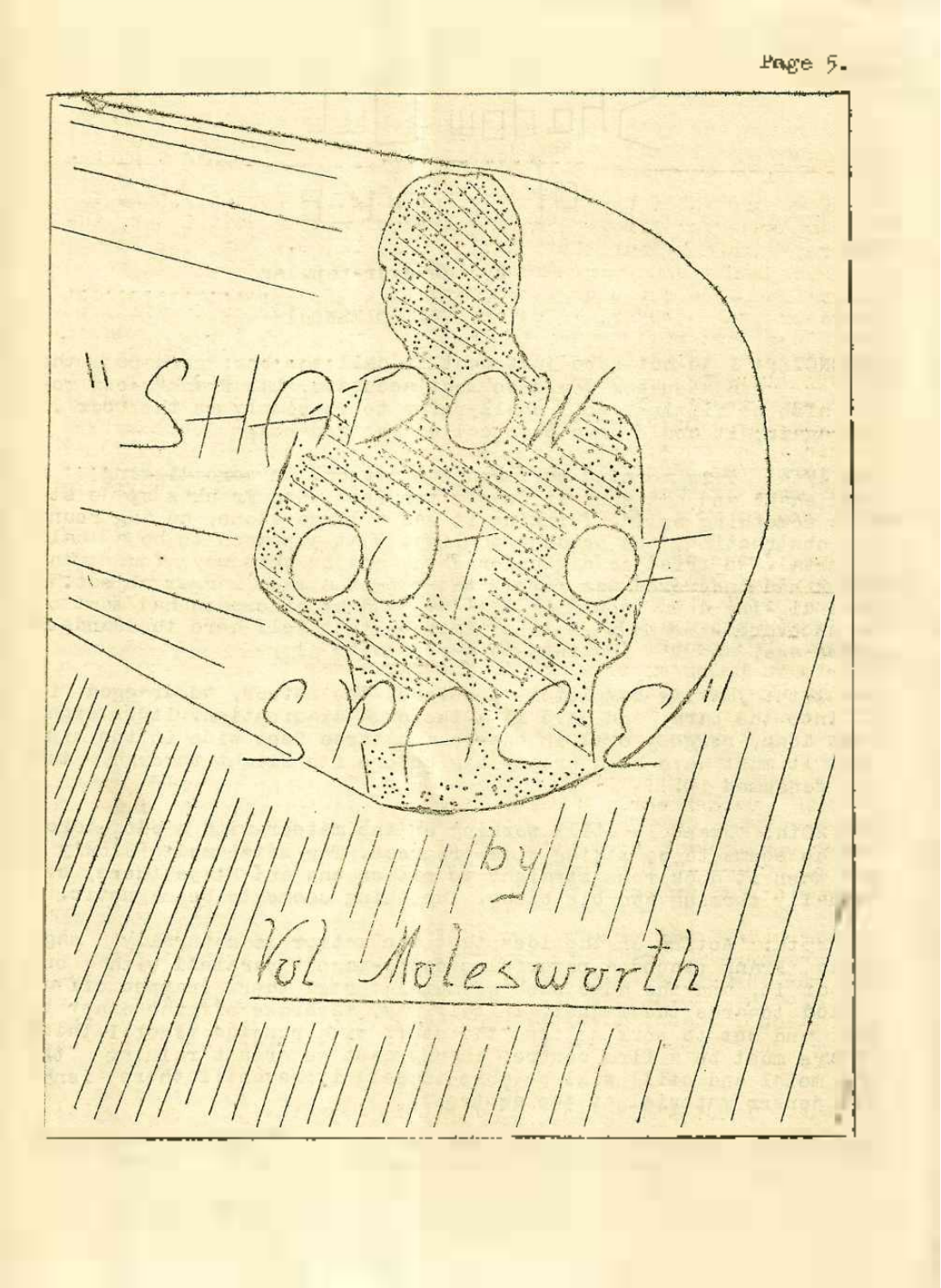# "SHADOW OUT OF SPACE"

by

Vol Molesworth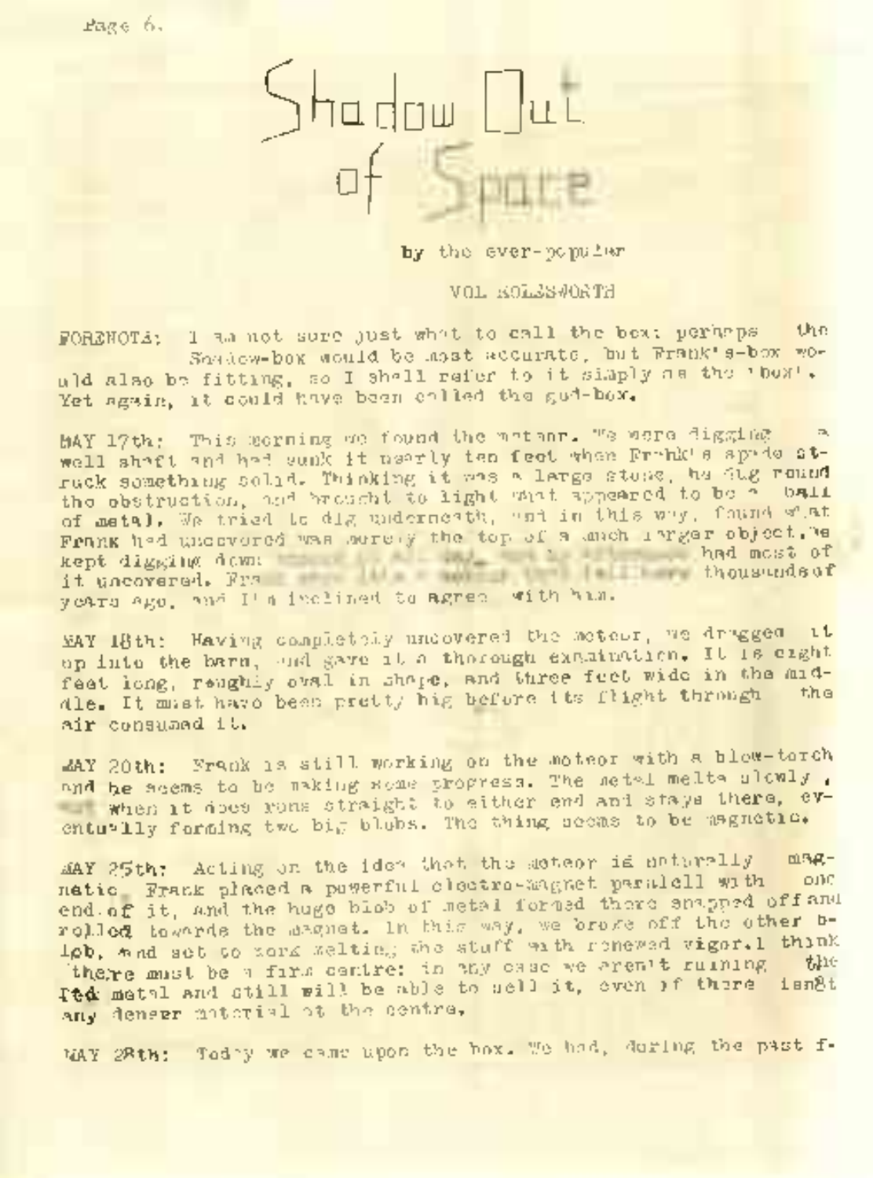# Shadow Out of Space

by the ever-popular

VOL MOLESWORTH

FORENOTA: I am not sure just what to call the box: perhaps the Shadow-box would be most accurate, but Frank's-box would also be fitting, so I shall refer to it simply as the 'box'. Yet again, it could have been called the god-box.

MAY 17th: This morning we found the meteor. We were digging a well shaft and had sunk it nearly ten feet when Frank's spade struck something solid. Thinking it was a large stone, he dug round the obstruction, and brought to light what appeared to be a ball of metal. We tried to dig underneath, and in this way, found what Frank had uncovered was merely the top of a much larger object. We kept digging down ... had most of it uncovered. Fra... thousands of years ago, and I'm inclined to agree with him.

MAY 18th: Having completely uncovered the meteor, we dragged it up into the barn, and gave it a thorough examination. It is eight feet long, roughly oval in shape, and three feet wide in the middle. It must have been pretty big before its flight through the air consumed it.

MAY 20th: Frank is still working on the meteor with a blow-torch and he seems to be making some progress. The metal melts slowly, but when it does runs straight to either end and stays there, eventually forming two big blobs. The thing seems to be magnetic.

MAY 25th: Acting on the idea that the meteor is naturally magnetic, Frank placed a powerful electro-magnet parallell with one end of it, and the huge blob of metal formed there snapped off and rolled towards the magnet. In this way, we broke off the other blob, and set to work melting the stuff with renewed vigor. I think there must be a firm centre: in any case we aren't ruining the the metal and still will be able to sell it, even if there isn't any denser material at the centre.

MAY 28th: Today we came upon the box. We had, during the past f-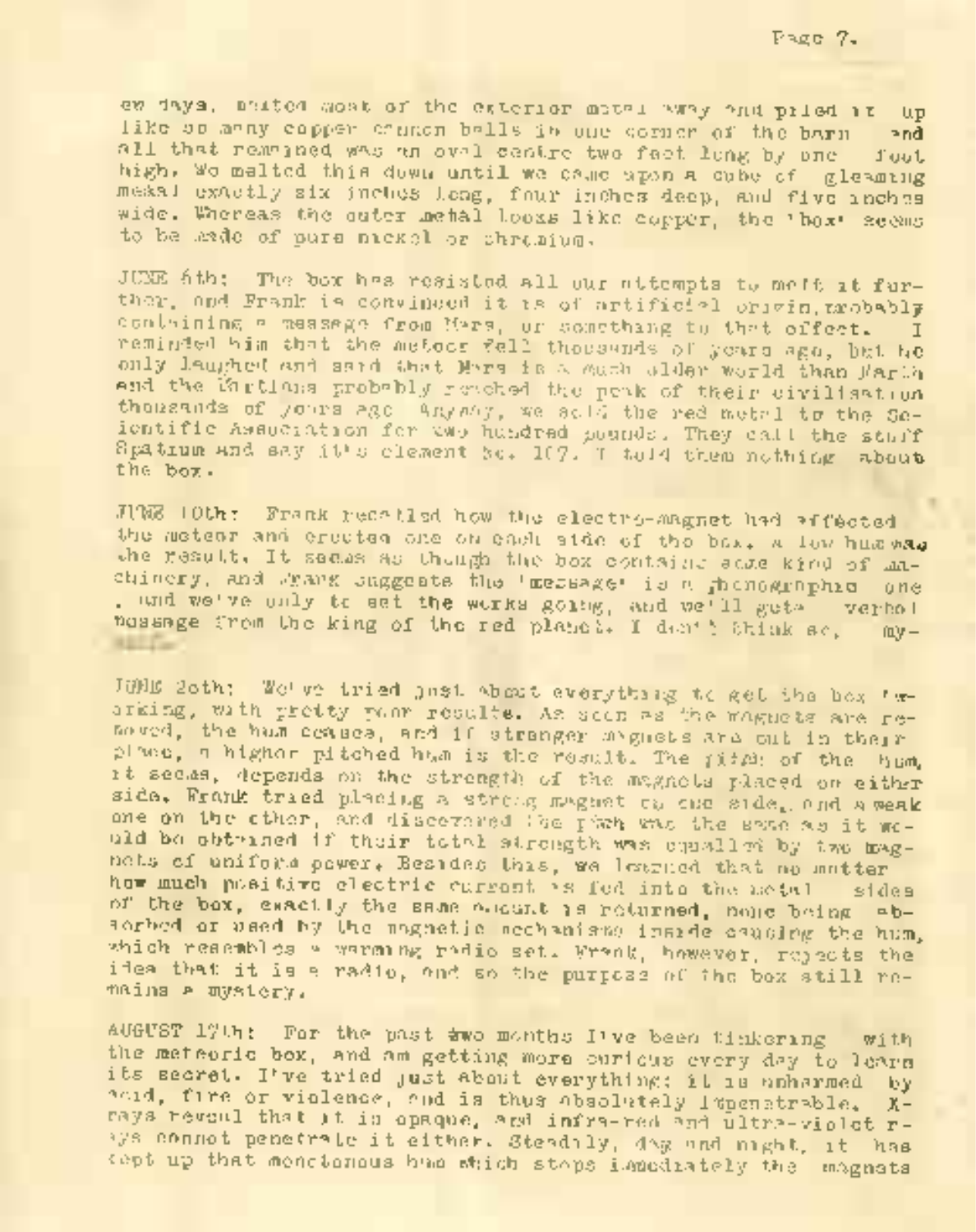ew days, melted most of the exterior metal away and piled it up like so many copper church bells in one corner of the barn and all that remained was an oval centre two feet long by one foot high. We melted this down until we came upon a cube of gleaming metal exactly six inches long, four inches deep, and five inches wide. Whereas the outer metal looks like copper, the 'box' seems to be made of pure nickel or chromium.

JUNE 6th: The box has resisted all our attempts to melt it further, and Frank is convinced it is of artificial origin, probably containing a message from Mars, or something to that effect. I reminded him that the meteor fell thousands of years ago, but he only laughed and said that Mars is a much older world than Earth and the Martians probably reached the peak of their civilisation thousands of years ago. Anyway, we sold the red metal to the Scientific Association for two hundred pounds. They call the stuff Spatium and say it's element No. 107. I told them nothing about the box.

JUNE 10th: Frank recalled how the electro-magnet had affected the meteor and erected one on each side of the box. A low hum was the result. It seems as though the box contains some kind of machinery, and Frank suggests the 'message' is a phonographic one, and we've only to set the works going, and we'll get a verbal message from the king of the red planet. I don't think so, myself.

JUNE 20th: We've tried just about everything to get the box working, with pretty poor results. As soon as the magnets are removed, the hum ceases, and if stronger magnets are put in their place, a higher pitched hum is the result. The pitch of the hum, it seems, depends on the strength of the magnets placed on either side. Frank tried placing a strong magnet on one side, and a weak one on the other, and discovered the pitch was the same as it would be obtained if their total strength was equalled by two magnets of uniform power. Besides this, we learned that no matter how much positive electric current is fed into the metal sides of the box, exactly the same amount is returned, none being absorbed or used by the magnetic mechanisms inside causing the hum, which resembles a warming radio set. Frank, however, rejects the idea that it is a radio, and so the purpose of the box still remains a mystery.

AUGUST 17th: For the past two months I've been tinkering with the meteoric box, and am getting more curious every day to learn its secret. I've tried just about everything: it is unharmed by acid, fire or violence, and is thus absolutely impenetrable. X-rays reveal that it is opaque, and infra-red and ultra-violet rays cannot penetrate it either. Steadily, day and night, it has kept up that monotonous hum which stops immediately the magnets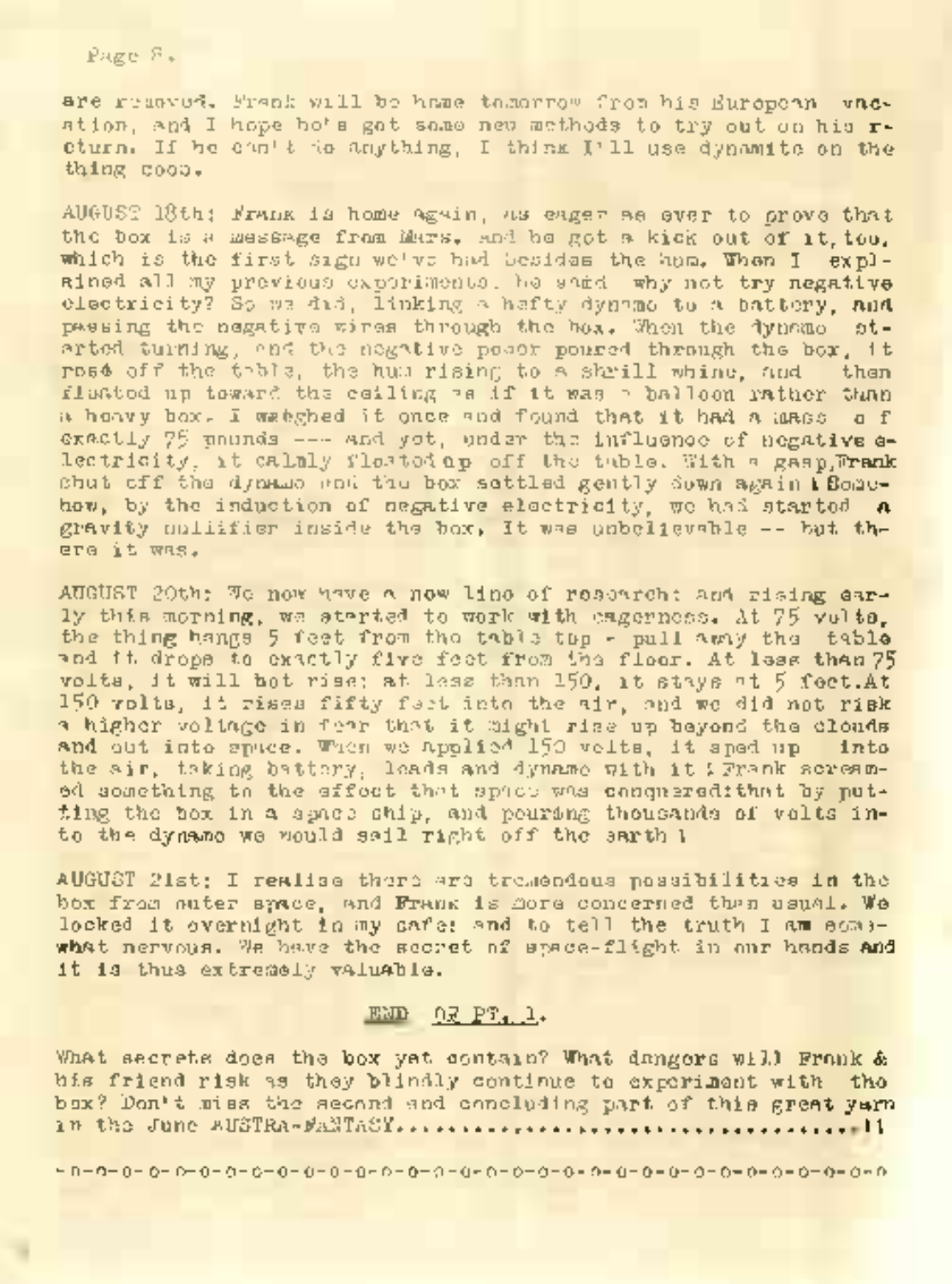are removed. Frank will be home tomorrow from his European vacation, and I hope he's got some new methods to try out on his return. If he can't do anything, I think I'll use dynamite on the thing soon.

AUGUST 18th: Frank is home again, as eager as ever to prove that the box is a message from Mars, and he got a kick out of it, too, which is the first sign we've had besides the hum. When I explained all my previous experiments, he said why not try negative electricity? So we did, linking a hefty dynamo to a battery, and passing the negative wires through the box. When the dynamo started turning, and the negative power poured through the box, it rose off the table, the hum rising to a shrill whine, and then floated up toward the ceiling as if it was a balloon rather than a heavy box. I weighed it once and found that it had a mass of exactly 75 pounds --- and yet, under the influence of negative electricity, it calmly floated up off the table. With a gasp, Frank shut off the dynamo and the box settled gently down again! Somehow, by the induction of negative electricity, we had started a gravity nullifier inside the box. It was unbelievable -- but there it was.

AUGUST 20th: We now have a new line of research: and rising early this morning, we started to work with eagerness. At 75 volts, the thing hangs 5 feet from the table top - pull away the table and it drops to exactly five feet from the floor. At less than 75 volts, it will not rise: at less than 150, it stays at 5 feet. At 150 volts, it rises fifty feet into the air, and we did not risk a higher voltage in fear that it might rise up beyond the clouds and out into space. When we applied 150 volts, it sped up into the air, taking battery, leads and dynamo with it! Frank screamed something to the effect that space was conquered: that by putting the box in a space ship, and pouring thousands of volts into the dynamo we would sail right off the earth!

AUGUST 21st: I realise there are tremendous possibilities in the box from outer space, and Frank is more concerned than usual. We locked it overnight in my safe: and to tell the truth I am somewhat nervous. We have the secret of space-flight in our hands and it is thus extremely valuable.

<u>END OF PT. 1.</u>

What secrets does the box yet contain? What dangers will Frank & his friend risk as they blindly continue to experiment with the box? Don't miss the second and concluding part of this great yarn in the June AUSTRA-FANTASY.......................................!!

-o-o-o-o-o-o-o-o-o-o-o-o-o-o-o-o-o-o-o-o-o-o-o-o-o-o-o-o-o-o-o-o-o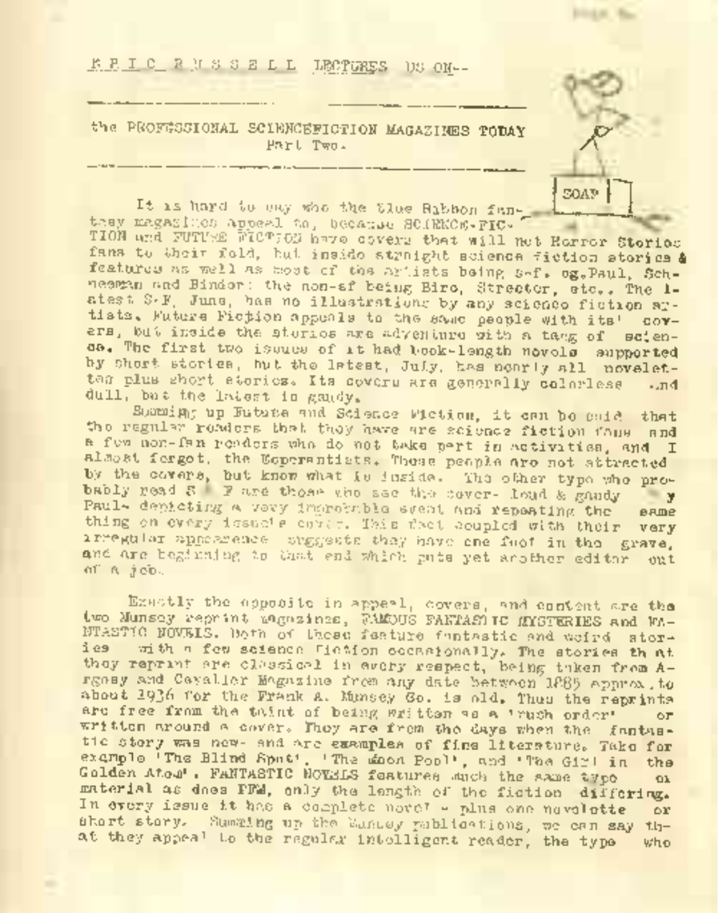E R I C R U S S E L L LECTURES US ON--

## the PROFESSIONAL SCIENCEFICTION MAGAZINES TODAY
Part Two.

SOAP

It is hard to say who the Blue Ribbon fantasy magazines appeal to, because SCIENCE-FICTION and FUTURE FICTION have covers that will net Horror Stories fans to their fold, but inside straight science fiction stories & features as well as most of the artists being s-f, eg.Paul, Schneeman and Bindor: the non-sf being Biro, Streeter, etc., The latest S-F, June, has no illustrations by any science fiction artists. Future Fiction appeals to the same people with its' covers, but inside the stories are adventure with a tang of science. The first two issues of it had book-length novels supported by short stories, but the latest, July, has nearly all novelettes plus short stories. Its covers are generally colorless and dull, but the latest is gaudy.

Summing up Future and Science Fiction, it can be said that the regular readers that they have are science fiction fans and a few non-fan readers who do not take part in activities, and I almost forgot, the Esperantists. These people are not attracted by the covers, but know what is inside. The other type who probably read S F are those who see the cover- loud & gaudy by Paul- depicting a very improbable event and repeating the same thing on every issue's cover. This fact coupled with their very irregular appearence suggests they have one foot in the grave, and are beginning to that end which puts yet another editor out of a job.

Exactly the opposite in appeal, covers, and content are the two Munsey reprint magazines, FAMOUS FANTASTIC MYSTERIES and FANTASTIC NOVELS. Both of these feature fantastic and weird stories with a few science fiction occasionally. The stories that they reprint are classical in every respect, being taken from Argosy and Cavalier Magazine from any date between 1885 approx.to about 1936 for the Frank A. Munsey Co. is old. Thus the reprints are free from the taint of being written as a 'rush order' or written around a cover. They are from the days when the fantastic story was new- and are examples of fine literature. Take for example 'The Blind Spot', 'The Moon Pool', and 'The Girl in the Golden Atom'. FANTASTIC NOVELS features much the same type of material as does FFM, only the length of the fiction differing. In every issue it has a complete novel - plus one novelette or short story. Summing up the Munsey publications, we can say that they appeal to the regular intelligent reader, the type who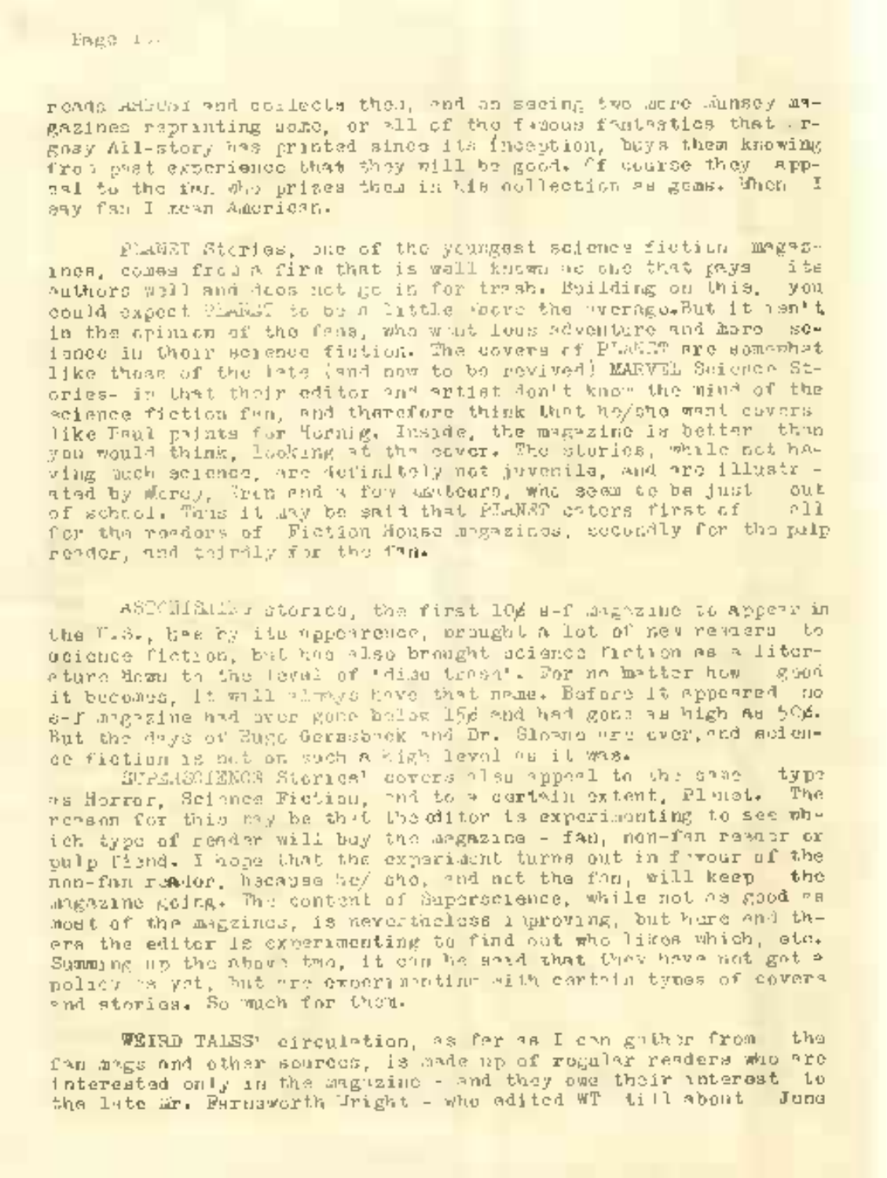reads ARGOSY and collects them, and on seeing two more Munsey magazines reprinting some, or all of the famous fantastics that Argosy All-story has printed since its inception, buys them knowing from past experience that they will be good. Of course they appeal to the fan who prizes them in his collection as gems. When I say fan I mean American.

PLANET Stories, one of the youngest science fiction magazines, comes from a firm that is well known as one that pays its authors well and does not go in for trash. Building on this, you could expect PLANET to be a little above the average. But it isn't in the opinion of the fans, who want less adventure and more science in their science fiction. The covers of PLANET are somewhat like those of the late (and now to be revived) MARVEL Science Stories- in that their editor and artist don't know the mind of the science fiction fan, and therefore think that he/she want covers like Paul paints for Hornig. Inside, the magazine is better than you would think, looking at the cover. The stories, while not having much science, are definitely not juvenile, and are illustrated by Morey, Gran and a few amateurs, who seem to be just out of school. Thus it may be said that PLANET caters first of all for the readers of Fiction House magazines, secondly for the pulp reader, and thirdly for the fan.

ASTONISHING stories, the first 10¢ s-f magazine to appear in the U.S., has by its appearance, brought a lot of new readers to science fiction, but has also brought science fiction as a literature down to the level of 'dime trash'. For no matter how good it becomes, it will always have that name. Before it appeared no s-f magazine had ever gone below 15¢ and had gone as high as 50¢. But the days of Hugo Gernsback and Dr. Sloane are over, and science fiction is not on such a high level as it was.

SUPERSCIENCE Stories' covers also appeal to the same type as Horror, Science Fiction, and to a certain extent, Planet. The reason for this may be that the editor is experimenting to see which type of reader will buy the magazine - fan, non-fan reader or pulp fiend. I hope that the experiment turns out in favour of the non-fan reader, because he/ she, and not the fan, will keep the magazine going. The content of Superscience, while not as good as most of the magazines, is nevertheless improving, but here and there the editor is experimenting to find out who likes which, etc. Summing up the above two, it can be said that they have not got a policy as yet, but are experimenting with certain types of covers and stories. So much for them.

WEIRD TALES' circulation, as far as I can gather from the fan mags and other sources, is made up of regular readers who are interested only in the magazine - and they owe their interest to the late Mr. Farnsworth Wright - who edited WT till about June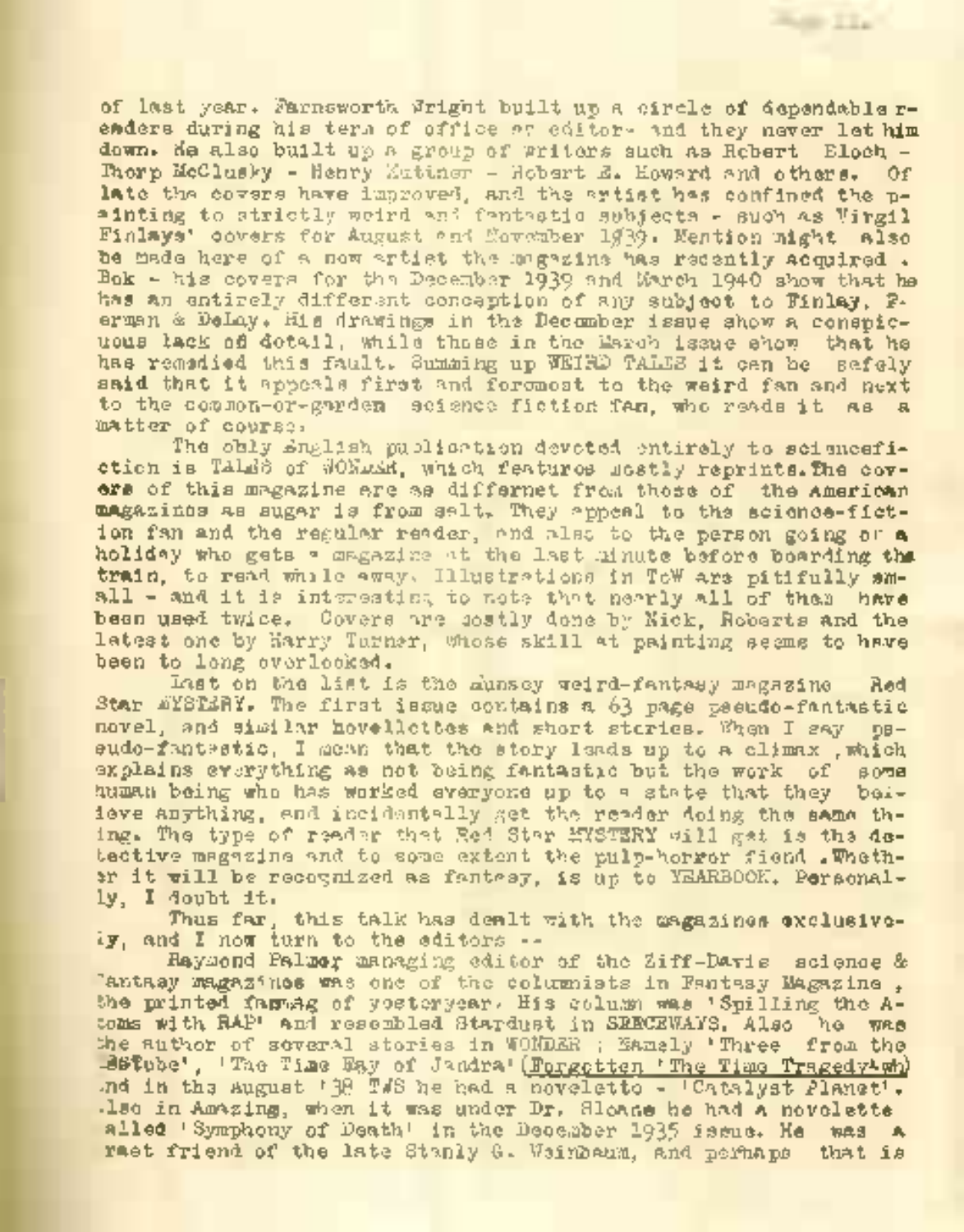of last year. Farnsworth Wright built up a circle of dependable readers during his term of office as editor- and they never let him down. He also built up a group of writers such as Robert Bloch - Thorp McClusky - Henry Kuttner - Robert E. Howard and others. Of late the covers have improved, and the artist has confined the painting to strictly weird and fantastic subjects - such as Virgil Finlays' covers for August and November 1939. Mention might also be made here of a new artist the magazine has recently acquired. Bok - his covers for the December 1939 and March 1940 show that he has an entirely different conception of any subject to Finlay, Ferman & Delay. His drawings in the December issue show a conspicuous lack of detail, while those in the March issue show that he has remedied this fault. Summing up WEIRD TALES it can be safely said that it appeals first and foremost to the weird fan and next to the common-or-garden science fiction fan, who reads it as a matter of course.

The only English publication devoted entirely to sciencefiction is TALES of WONDER, which features mostly reprints. The covers of this magazine are as differnet from those of the American magazines as sugar is from salt. They appeal to the science-fiction fan and the regular reader, and also to the person going on a holiday who gets a magazine at the last minute before boarding the train, to read while away. Illustrations in ToW are pitifully small - and it is interesting to note that nearly all of them have been used twice. Covers are mostly done by Nick, Roberts and the latest one by Harry Turner, whose skill at painting seems to have been to long overlooked.

Last on the list is the Munsey weird-fantasy magazine Red Star MYSTERY. The first issue contains a 63 page pseudo-fantastic novel, and similar novellettes and short stories. When I say pseudo-fantastic, I mean that the story leads up to a climax ,which explains everything as not being fantastic but the work of some human being who has worked everyone up to a state that they believe anything, and incidentally get the reader doing the same thing. The type of reader that Red Star MYSTERY will get is the detective magazine and to some extent the pulp-horror fiend .Whether it will be recognized as fantasy, is up to YEARBOOK. Personally, I doubt it.

Thus far, this talk has dealt with the magazines exclusively, and I now turn to the editors --

Raymond Palmer managing editor of the Ziff-Davis science & Fantasy magazines was one of the columnists in Fantasy Magazine , the printed fanmag of yesteryear. His column was 'Spilling the Atoms with RAP' and resembled Stardust in SPACEWAYS. Also he was the author of several stories in WONDER ; Namely 'Three from the Testube', 'The Time Ray of Jandra' (Forgotten 'The Time Tragedy'-ah) and in the August '38 T/S he had a novelette - 'Catalyst Planet'. Also in Amazing, when it was under Dr. Sloane he had a novelette called 'Symphony of Death' in the December 1935 issue. He was a great friend of the late Stanly G. Weinbaum, and perhaps that is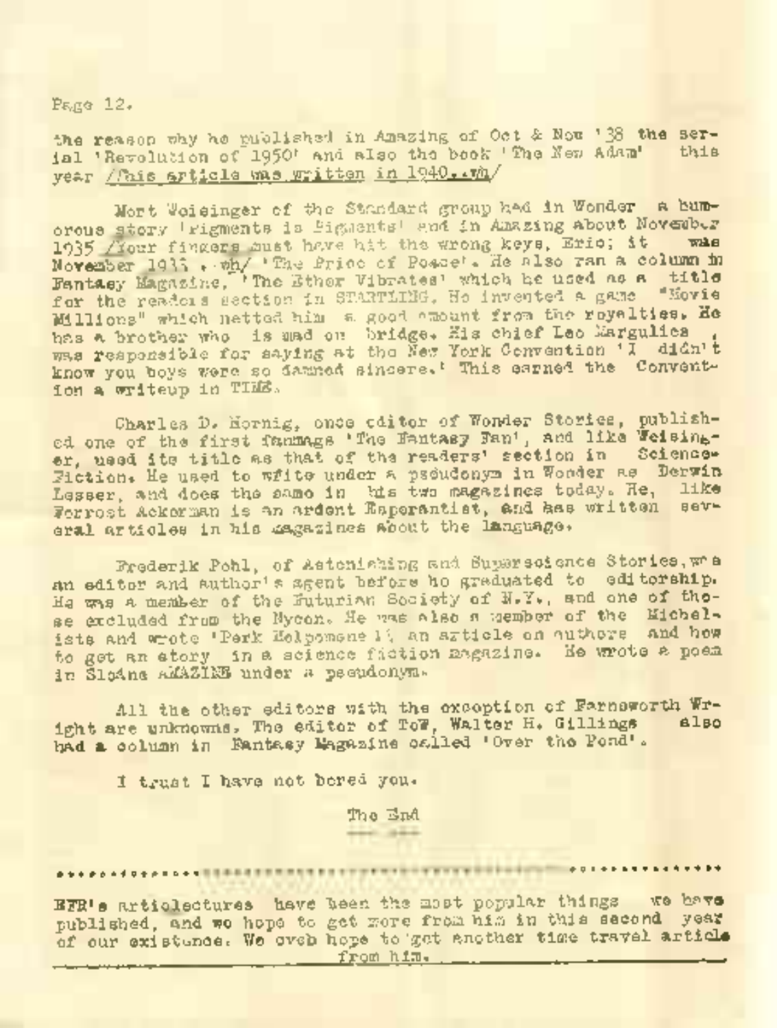the reason why he published in Amazing of Oct & Nov '38 the serial 'Revolution of 1950' and also the book 'The New Adam' this year /This article was written in 1940..wh/

Mort Weisinger of the Standard group had in Wonder a humorous story 'Pigments is Pigments' and in Amazing about November 1935 /Your fingers must have hit the wrong keys, Eric; it was November 1933 . wh/ 'The Price of Peace'. He also ran a column in Fantasy Magazine, 'The Ether Vibrates' which he used as a title for the readers section in STARTLING. He invented a game "Movie Millions" which netted him a good amount from the royalties. He has a brother who is mad on bridge. His chief Leo Margulies, was responsible for saying at the New York Convention 'I didn't know you boys were so damned sincere.' This earned the Convention a writeup in TIME.

Charles D. Hornig, once editor of Wonder Stories, published one of the first fanmags 'The Fantasy Fan', and like Weisinger, used its title as that of the readers' section in Science-Fiction. He used to write under a pseudonym in Wonder as Derwin Lesser, and does the same in his two magazines today. He, like Forrest Ackerman is an ardent Esperantist, and has written several articles in his magazines about the language.

Frederik Pohl, of Astonishing and Superscience Stories, was an editor and author's agent before he graduated to editorship. He was a member of the Futurian Society of N.Y., and one of those excluded from the Nycon. He was also a member of the Michelists and wrote 'Dark Melpomene 1', an article on authors and how to get an story in a science fiction magazine. He wrote a poem in Sloane AMAZING under a pseudonym.

All the other editors with the exception of Farnsworth Wright are unknowns. The editor of ToW, Walter H. Gillings also had a column in Fantasy Magazine called 'Over the Pond'.

I trust I have not bored you.

The End

---

EFR's articlectures have been the most popular things we have published, and we hope to get more from him in this second year of our existence. We even hope to get another time travel article from him.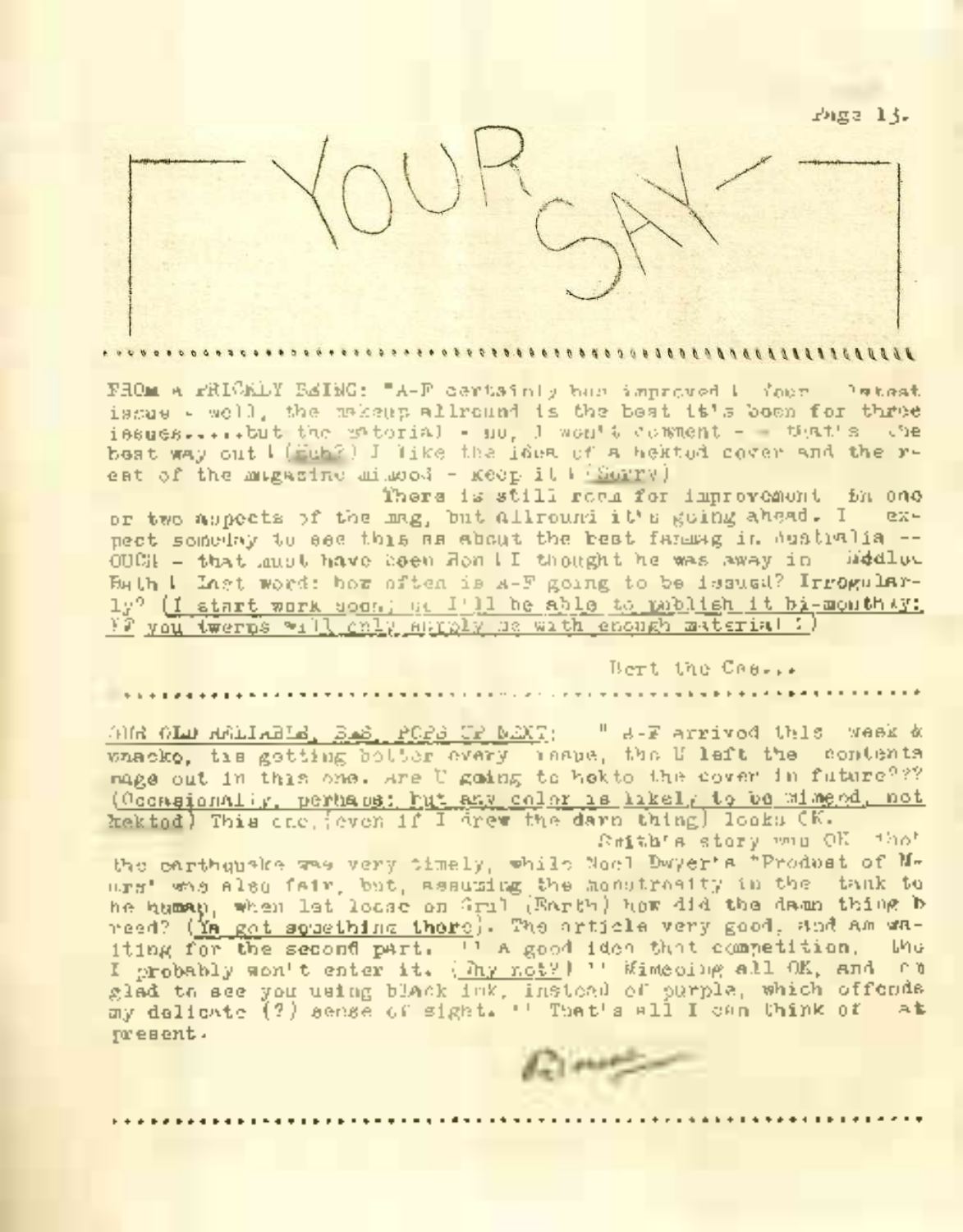# YOUR SAY

FROM A PRICKLY BEING: "A-F certainly has improved ! Your latest issue - well, the makeup allround is the best it's been for three issues.....but the editorial - no, I won't comment - - that's the best way out ! (Huh?) I like the idea of a hektod cover and the rest of the magazine mimeod - keep it ! (Sorry)

There is still room for improvement in one or two aspects of the mag, but allround it's going ahead. I expect someday to see this as about the best fanmag in Australia -- OUCH - that must have been Ron ! I thought he was away in Middle Bath ! Last word: how often is A-F going to be issued? Irregularly? (I start work soon; so I'll be able to publish it bi-monthly; if you twerps will only supply me with enough material !)

Bert the Cee...

OUR OLD RELIABLE, B.S. POPS UP NEXT: " A-F arrived this week & whacko, tis getting better every issue, tho U left the contents page out in this one. Are U going to hekto the cover in future??? (Occasionally, perhaps; but any color is likely to be mimeod, not hektod) This one, (even if I drew the darn thing) looks OK.

Smith's story was OK tho' the earthquake was very timely, while Noel Dwyer's "Product of Murs" was also fair, but, assuming the monstrosity in the tank to be human, when let loose on Grul (Earth) how did the damn thing breed? (Ya got something there). The article very good, and Am waiting for the second part. '' A good idea that competition, tho I probably won't enter it. (Why not?) '' Mimeoing all OK, and I'm glad to see you using black ink, instead of purple, which offends my delicate (?) sense of sight. '' That's all I can think of at present.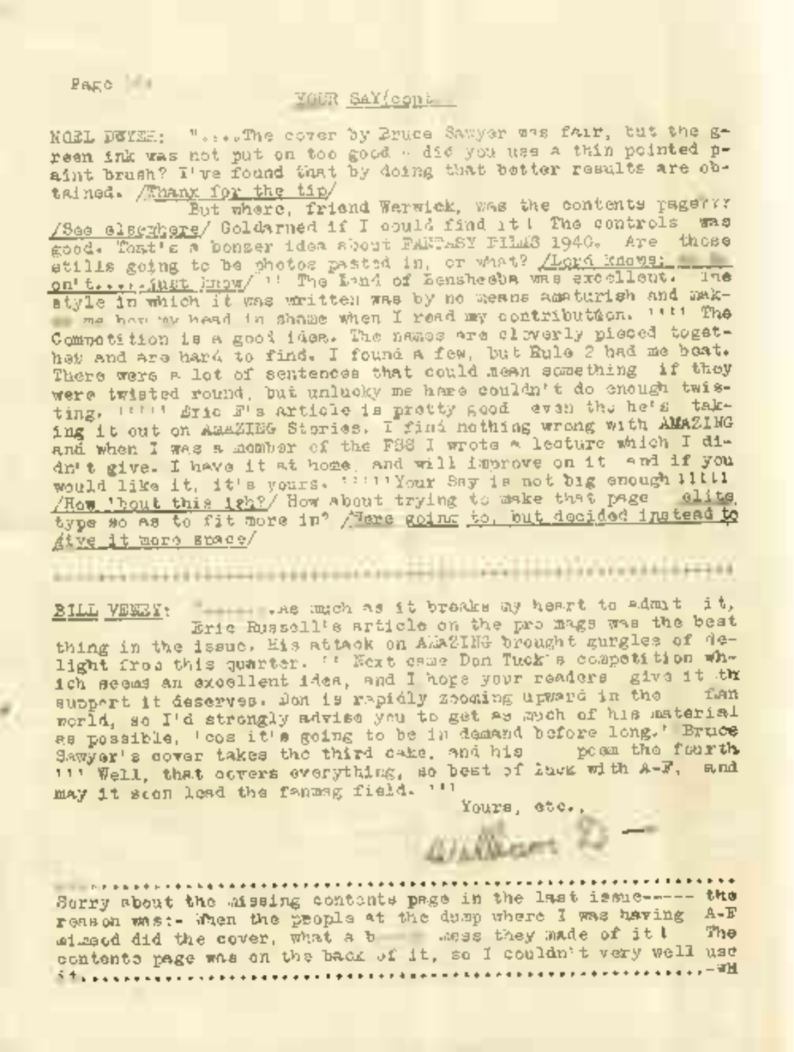## YOUR SAY(cont.

NOEL DWYER: ".....The cover by Bruce Sawyer was fair, but the green ink was not put on too good - did you use a thin pointed paint brush? I've found that by doing that better results are obtained. /Thanx for the tip/

But where, friend Warwick, was the contents page??? /See elsewhere/ Goldarned if I could find it! The controls was good. That's a bonzer idea about FANTASY FILMS 1940. Are those stills going to be photos pasted in, or what? /Lord knows; we don't.....just know/ !! The Land of Zensheeba was excellent. The style in which it was written was by no means amaturish and makes me hang my head in shame when I read my contribution. !!!! The Competition is a good idea. The names are cleverly pieced together and are hard to find. I found a few, but Rule 2 had me beat. There were a lot of sentences that could mean something if they were twisted round, but unlucky me here couldn't do enough twisting. !!!!! Eric F's article is pretty good even tho he's taking it out on AMAZING Stories. I find nothing wrong with AMAZING and when I was a member of the FSS I wrote a lecture which I didn't give. I have it at home, and will improve on it and if you would like it, it's yours. !!!!!Your Say is not big enough!!!!! /How 'bout this ish?/ How about trying to make that page elite type so as to fit more in? /Were going to, but decided instead to give it more space/

---

BILL VEREY: "......as much as it breaks my heart to admit it, Eric Russell's article on the pro mags was the best thing in the issue. His attack on AMAZING brought gurgles of delight from this quarter. !! Next came Don Tuck's competition which seems an excellent idea, and I hope your readers give it the support it deserves. Don is rapidly zooming upward in the fan world, so I'd strongly advise you to get as much of his material as possible, 'cos it's going to be in demand before long.' Bruce Sawyer's cover takes the third cake, and his poem the fourth !!! Well, that covers everything, so best of luck with A-F, and may it soon lead the fanmag field. !!!

Yours, etc.,

Wilbert

---

Sorry about the missing contents page in the last issue----- the reason was:- When the people at the dump where I was having A-F mimeod did the cover, what a b---- mess they made of it! The contents page was on the back of it, so I couldn't very well use it.......................................................-WH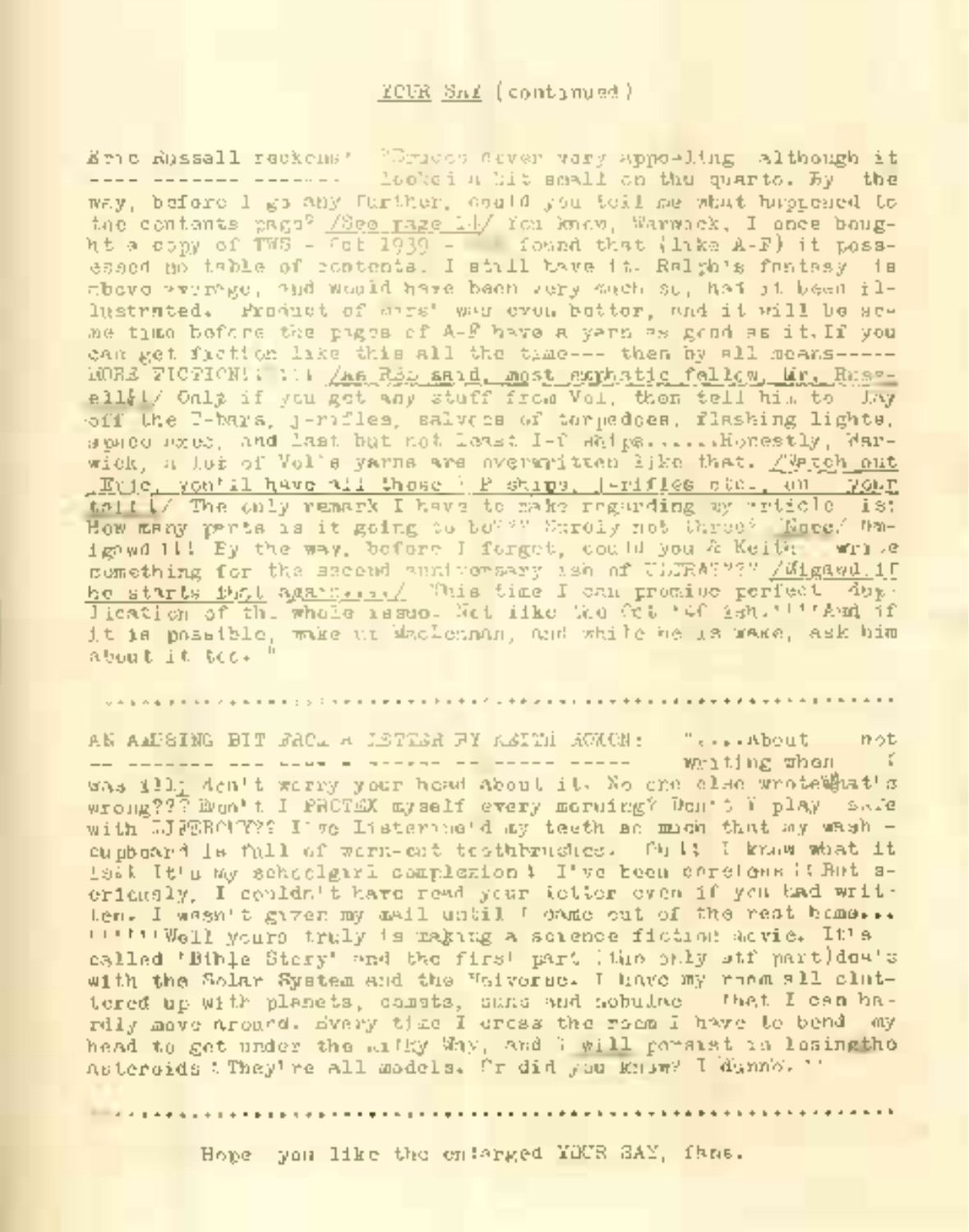## YOUR SAY (continued)

Eric Russell reckons: "Cover very appealing although it looked a bit small on the quarto. By the way, before I go any further, could you tell me what happened to the contents page? /See page 14/ You know, Warwick, I once bought a copy of TWS - Oct 1939 - and found that (like A-F) it possessed no table of contents. I still have it. Ralph's fantasy is above average, and would have been very much so, had it been illustrated. Product of Mars' was even better, and it will be some time before the pages of A-F have a yarn as good as it. If you can get fiction like this all the time--- then by all means----- MORE FICTION!! /As Rex said, most emphatic fellow, Mr. Russell!/ Only if you get any stuff from Vol, then tell him to lay off the Z-bars, J-rifles, salvoes of torpedoes, flashing lights, space axes, and last but not least I-F ships......Honestly, Warwick, a lot of Vol's yarns are overwritten like that. /Watch out, Eric, you'll have all those I-F ships, J-rifles etc., on your tail!/ The only remark I have to make regarding my article is: How many parts is it going to be?? Surely not three? /Once! Migawd!!!/ By the way, before I forget, could you & Keith write something for the second anniversary ish of ULTRA??? /Migawd, if he starts that again...../ This time I can promise perfect duplication of the whole issue. Not like the Oct '47 ish.'''And if it is possible, wake up MacLennan, and while he is wake, ask him about it too."

............................................................................

AN AMUSING BIT FROM A LETTER BY KEITH ACKON: "....About not writing when I was ill; don't worry your head about it. No one else wrote.What's wrong??? Don't I PACTEX myself every morning? Don't I play safe with LIFEBOY?? I've Listerine'd my teeth so much that my wash - cupboard is full of worn-out toothbrushes. Ah!! I know what it is! It's my schoolgirl complexion! I've been careless!!But seriously, I couldn't have read your letter even if you had written. I wasn't given my mail until I came out of the rest home... ''''''Well yours truly is making a science fiction movie. It's called 'Bible Story' and the first part (the only stf part)deals with the Solar System and the Universe. I have my room all cluttered up with planets, comets, suns and nebulae that I can hardly move around. Every time I cross the room I have to bend my head to get under the Milky Way, and I will persist in losingtho Asteroids!They're all models. Or did you know? I dunno."

............................................................................

Hope you like the enlarged YOUR SAY, fans.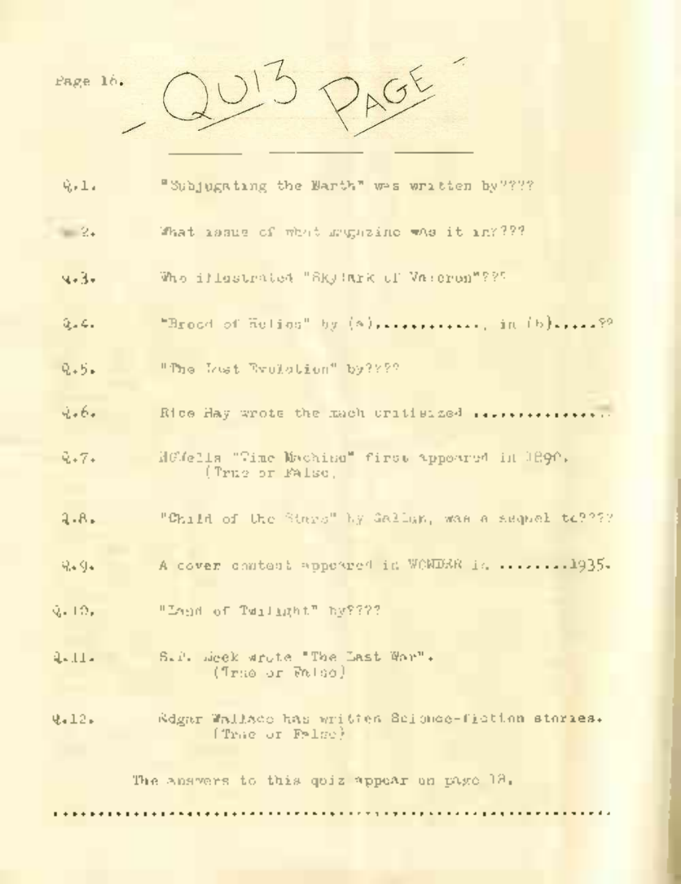# - QUIZ PAGE -

Q.1. "Subjugating the Earth" was written by????

Q.2. What issue of what magazine was it in????

Q.3. Who illustrated "Skylark of Valeron"???

Q.4. "Brood of Helios" by (a)............, in (b).....??

Q.5. "The Last Evolution" by????

Q.6. Rice Ray wrote the much critisized ..............

Q.7. H.G.Wells "Time Machine" first appeared in 1896.
(True or False.)

Q.8. "Child of the Stars" by Gallun, was a sequel to????

Q.9. A cover contest appeared in WONDER in .........1935.

Q.10. "Land of Twilight" by????

Q.11. S.P. Meek wrote "The Last War".
(True or False)

Q.12. Edgar Wallace has written Science-fiction stories.
(True or False)

The answers to this quiz appear on page 18.

........................................................................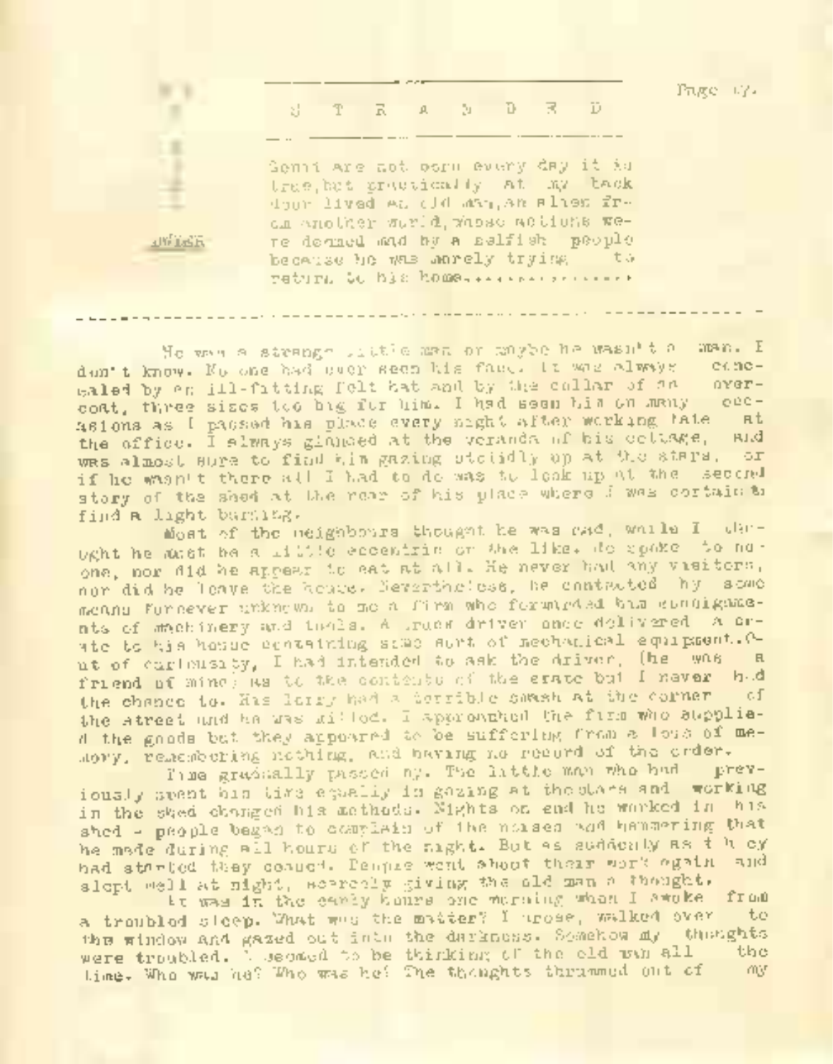# S T R A N D E D

*Genii are not born every day it is true, but practically at my back door lived an old man, an alien from another world, whose actions were doomed and by a selfish people because he was merely trying to return to his home...........*

WHISK

---

He was a strange little man or maybe he wasn't a man. I don't know. No one had ever seen his face. It was always concealed by an ill-fitting felt hat and by the collar of an overcoat, three sizes too big for him. I had seen him on many occasions as I passed his place every night after working late at the office. I always glanced at the veranda of his cottage, and was almost sure to find him gazing stolidly up at the stars, or if he wasn't there all I had to do was to look up at the second story of the shed at the rear of his place where I was certain to find a light burning.

Most of the neighbours thought he was mad, while I thought he must be a little eccentric or the like. He spoke to noone, nor did he appear to eat at all. He never had any visitors, nor did he leave the house. Nevertheless, he contacted by some means forever unknown to me a firm who forwarded him consignments of machinery and tools. A truck driver once delivered a crate to his house containing some sort of mechanical equipment. Out of curiousity, I had intended to ask the driver, (he was a friend of mine) as to the contents of the crate but I never had the chance to. His lorry had a terrible smash at the corner of the street and he was killed. I approached the firm who supplied the goods but they appeared to be suffering from a loss of memory, remembering nothing, and having no record of the order.

Time gradually passed by. The little man who had previously spent his time equally in gazing at the stars and working in the shed changed his methods. Nights on end he worked in his shed - people began to complain of the noises and hammering that he made during all hours of the night. But as suddenly as they had started they ceased. People went about their work again and slept well at night, scarcely giving the old man a thought.

It was in the early hours one morning when I awoke from a troubled sleep. What was the matter? I arose, walked over to the window and gazed out into the darkness. Somehow my thoughts were troubled. I seemed to be thinking of the old man all the time. Who was he? Who was he? The thoughts thrummed out of my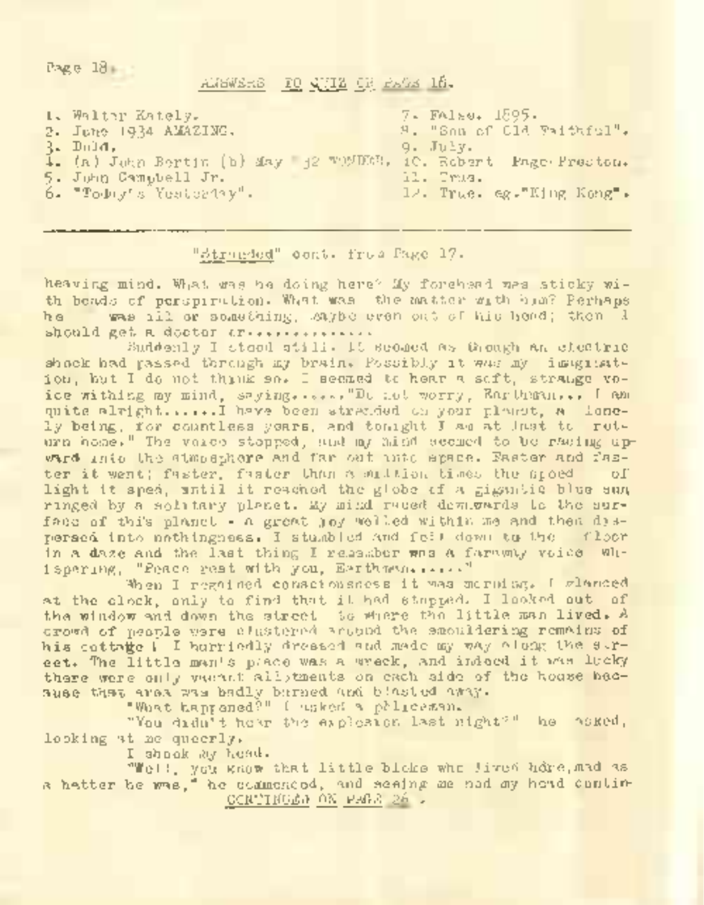## ANSWERS TO QUIZ ON PAGE 16.

1. Walter Kately.
2. June 1934 AMAZING.
3. Dold.
4. (a) John Bertin (b) May '32 WONDER.
5. John Campbell Jr.
6. "Today's Yesterday".
7. False. 1895.
8. "Son of Old Faithful".
9. July.
10. Robert Page Preston.
11. True.
12. True. eg."King Kong".

---

"Stranded" cont. from Page 17.

heaving mind. What was he doing here? My forehead was sticky with beads of perspiration. What was the matter with him? Perhaps he was ill or something, maybe even out of his head; then I should get a doctor or...............

Suddenly I stood still. It seemed as though an electric shock had passed through my brain. Possibly it was my imagination, but I do not think so. I seemed to hear a soft, strange voice withing my mind, saying......"Do not worry, Earthman... I am quite alright.......I have been stranded on your planet, a lonely being, for countless years, and tonight I am at last to return home." The voice stopped, and my mind seemed to be racing upward into the atmosphere and far out into space. Faster and faster it went; faster, faster than a million times the speed of light it sped, until it reached the globe of a gigantic blue sun ringed by a solitary planet. My mind raced downwards to the surface of this planet - a great joy welled within me and then dispersed into nothingness. I stumbled and fell down to the floor in a daze and the last thing I remember was a faraway voice whispering, "Peace rest with you, Earthman......"

When I regained consciousness it was morning. I glanced at the clock, only to find that it had stopped. I looked out of the window and down the street to where the little man lived. A crowd of people were clustered around the smouldering remains of his cottage! I hurriedly dressed and made my way along the street. The little man's place was a wreck, and indeed it was lucky there were only vacant allotments on each side of the house because that area was badly burned and blasted away.

"What happened?" I asked a policeman.

"You didn't hear the explosion last night?" he asked, looking at me queerly.

I shook my head.

"Well, you know that little bloke who lived here,mad as a hatter he was," he commenced, and seeing me nod my head contin-

CONTINUED ON PAGE 26.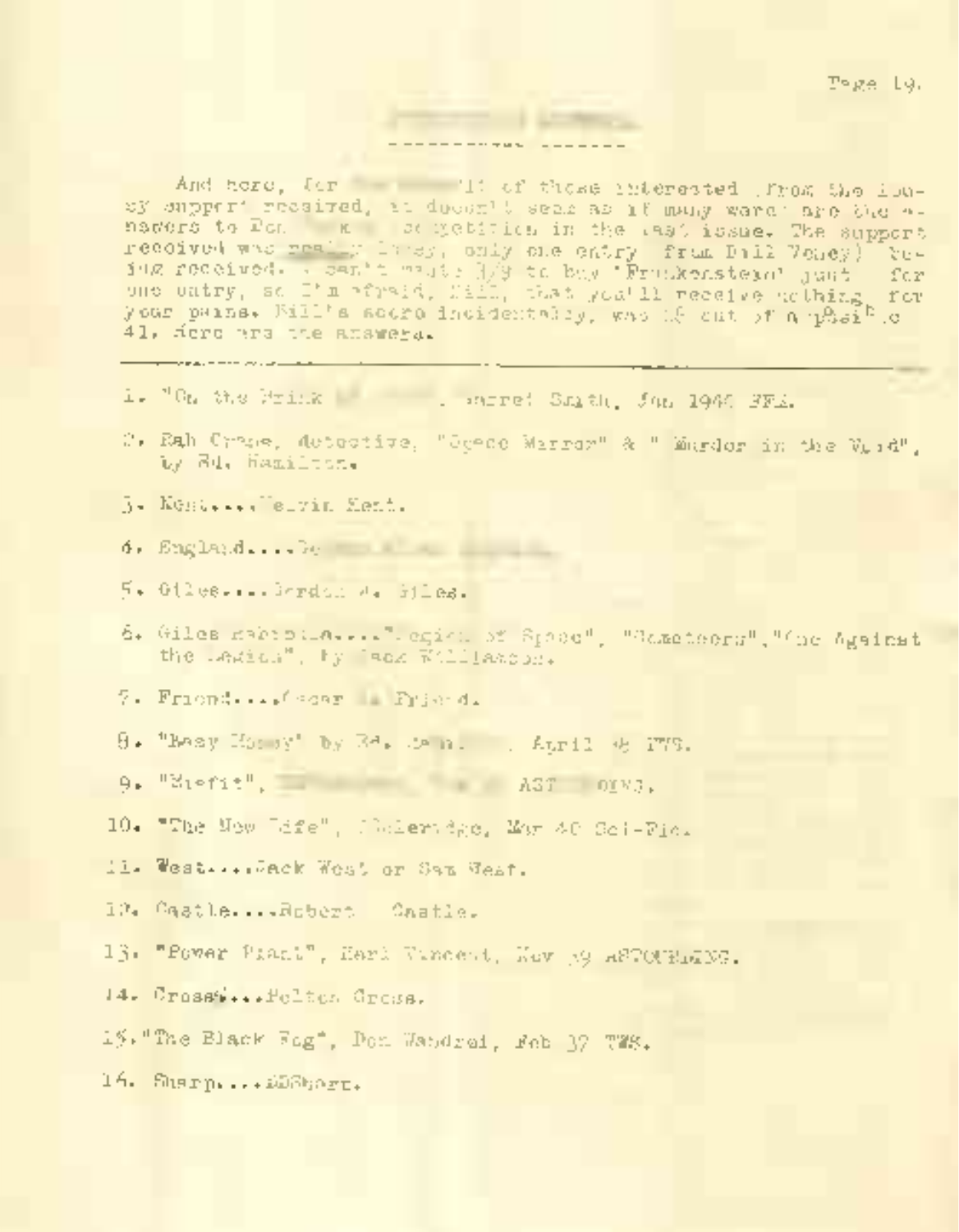And here, for the benefit of those interested (from the lousy support received, it doesn't seem as if many were) are the answers to Ron's quiz competition in the last issue. The support received was really lousy, only one entry (from Bill Veney) being received. I can't waste 3/9 to buy 'Frankenstein' just for one entry, so I'm afraid, Bill, that you'll receive nothing for your pains. Bill's score incidentally, was 16 out of a possible 41. Here are the answers.

---

1. "On the Brink ..... ", Garret Smith, Jan 1940 FFM.

2. Rab Crane, detective, "Space Mirror" & "Murder in the Void", by Ed. Hamilton.

3. Kent....Melvin Kent.

4. England....

5. Giles....Gordon A. Giles.

6. Giles Habibula...."Legion of Space", "Cometeers", "One Against the Legion", by Jack Williamson.

7. Friend....Oscar J. Friend.

8. "Easy Money" by Ed. ....., April 4_ TWS.

9. "Misfit", ..... AST ....

10. "The New Life", Coleridge, Mar 40 Sci-Fic.

11. West....Jack West or Sam West.

12. Castle....Robert Castle.

13. "Power Plant", Harl Vincent, Nov 39 ASTOUNDING.

14. Cross....Polton Cross.

15. "The Black Fog", Don Wandrei, Feb 37 TWS.

16. Sharp....D.D.Sharp.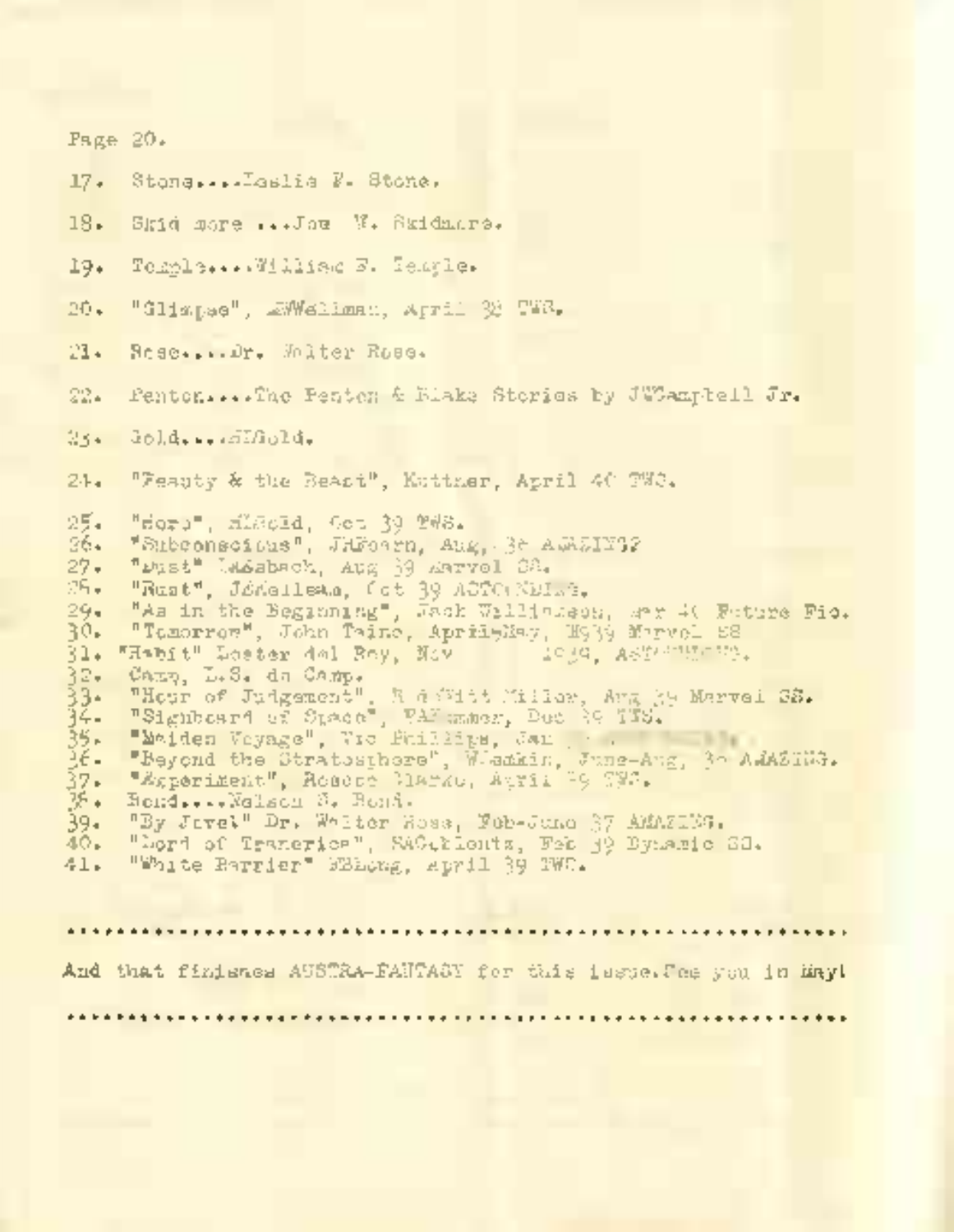Page 20.

17. Stone....Leslie F. Stone.

18. Skid more ....Joe W. Skidmore.

19. Temple....William F. Temple.

20. "Glimpse", MWellman, April 39 TWS.

21. Rose....Dr. Walter Rose.

22. Penton....The Penton & Blake Stories by JWCampbell Jr.

23. Gold....HLGold.

24. "Beauty & the Beast", Kuttner, April 40 TWS.

25. "Hero", HLGold, Oct 39 TWS.
26. "Subconscious", JHFoarn, Aug, 38 AMAZING?
27. "Dust" Lasabach, Aug 39 Marvel SS.
28. "Rust", JEKelleam, Oct 39 ASTOUNDING.
29. "As in the Beginning", Jack Williamson, Apr 40 Future Fic.
30. "Tomorrow", John Taine, April-May, 1939 Marvel SS
31. "Habit" Lester del Rey, Nov 1939, ASTOUNDING.
32. Camp, L.S. de Camp.
33. "Hour of Judgement", R deWitt Miller, Aug 39 Marvel SS.
34. "Signboard of Space", RAPummer, Dec 39 TWS.
35. "Maiden Voyage", Vic Phillips, Jan ...
36. "Beyond the Stratosphere", WLemkin, June-Aug, 36 AMAZING.
37. "Experiment", Robert Clarke, April 39 TWS.
38. Bond....Nelson S. Bond.
39. "By Jove!" Dr. Walter Rose, Feb-June 37 AMAZING.
40. "Lord of Tranerica", SAColdonts, Feb 39 Dynamic SS.
41. "White Barrier" FBLong, April 39 TWS.

.....................................................................

And that finishes AUSTRA-FANTASY for this issue.See you in May!

.....................................................................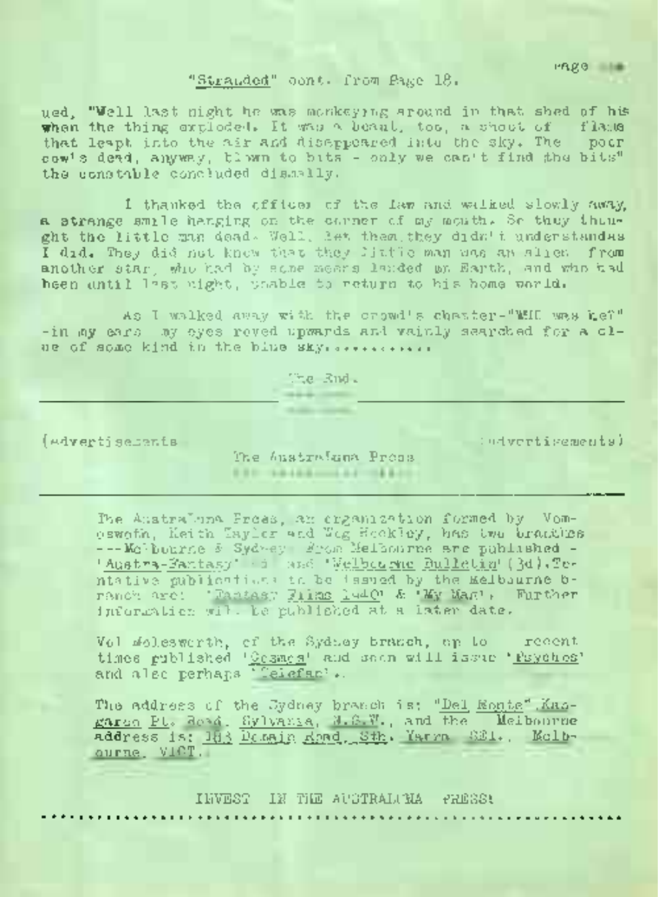"Stranded" cont. from Page 18.

ued, "Well last night he was monkeying around in that shed of his when the thing exploded. It was a beaut, too, a shout of flame that leapt into the air and disappeared into the sky. The poor cow's dead, anyway, blown to bits - only we can't find the bits" the constable concluded dismally.

I thanked the officer of the law and walked slowly away, a strange smile hanging on the corner of my mouth. So they thought the little man dead. Well, let them, they didn't understand as I did. They did not know that they little man was an alien from another star, who had by some means landed on Earth, and who had been until last night, unable to return to his home world.

As I walked away with the crowd's chatter-"WHO was he?" -in my ears my eyes roved upwards and vainly searched for a clue of some kind in the blue sky............

The End.

(advertisements) (advertisements)

The Australuna Press

The Australuna Press, an organization formed by Vol Molesworth, Keith Taylor and Reg Hockley, has two branches ---Melbourne & Sydney. From Melbourne are published - 'Austra-Fantasy' (3d) and 'Melbourne Bulletin' (3d). Tentative publications to be issued by the Melbourne branch are: 'Fantasy Films 1940' & 'My Man'. Further information will be published at a later date.

Vol Molesworth, of the Sydney branch, up to recent times published 'Cosmos' and soon will issue 'Psychic' and also perhaps 'Telefan'.

The address of the Sydney branch is: "Del Monte", Kangaroo Pt. Road, Sylvania, N.S.W., and the Melbourne address is: 183 Domain Road, Sth. Yarra SE1., Melbourne, VICT.

INVEST IN THE AUSTRALUNA PRESS!